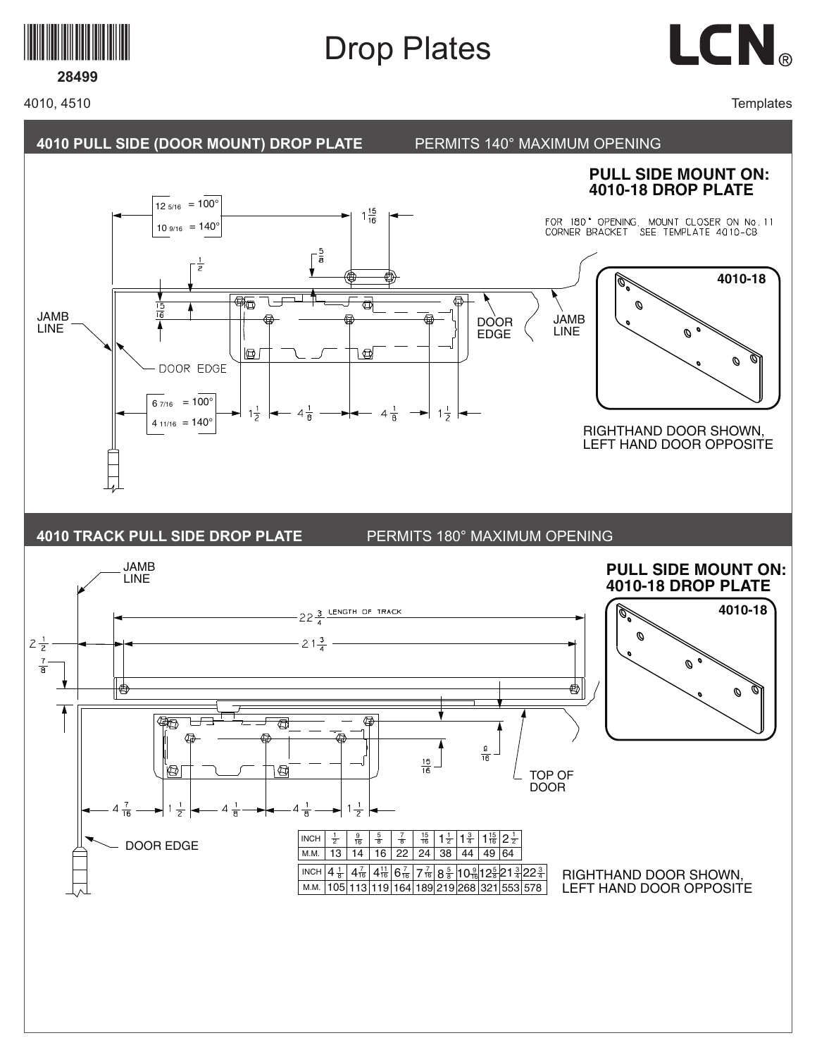# Drop Plates

28499

4010, 4510

Templates

## 4010 PULL SIDE (DOOR MOUNT) DROP PLATE — PERMITS 140° MAXIMUM OPENING

**PULL SIDE MOUNT ON: 4010-18 DROP PLATE**

FOR 180° OPENING, MOUNT CLOSER ON No. 11 CORNER BRACKET. SEE TEMPLATE 4010-CB

4010-18

12 5/16 = 100°
10 9/16 = 140°

$1\frac{15}{16}$

$\frac{5}{8}$

$\frac{1}{2}$

$\frac{15}{16}$

JAMB LINE

DOOR EDGE

DOOR EDGE

JAMB LINE

6 7/16 = 100°
4 11/16 = 140°

$1\frac{1}{2}$ — $4\frac{1}{8}$ — $4\frac{1}{8}$ — $1\frac{1}{2}$

RIGHTHAND DOOR SHOWN, LEFT HAND DOOR OPPOSITE

## 4010 TRACK PULL SIDE DROP PLATE — PERMITS 180° MAXIMUM OPENING

**PULL SIDE MOUNT ON: 4010-18 DROP PLATE**

4010-18

JAMB LINE

$22\frac{3}{4}$ LENGTH OF TRACK

$21\frac{3}{4}$

$2\frac{1}{2}$

$\frac{7}{8}$

$\frac{15}{16}$

$\frac{9}{16}$

TOP OF DOOR

$4\frac{7}{16}$ — $1\frac{1}{2}$ — $4\frac{1}{8}$ — $4\frac{1}{8}$ — $1\frac{1}{2}$

DOOR EDGE

| INCH | 1/2 | 9/16 | 5/8 | 7/8 | 15/16 | 1 1/2 | 1 3/4 | 1 15/16 | 2 1/2 |
|---|---|---|---|---|---|---|---|---|---|
| M.M. | 13 | 14 | 16 | 22 | 24 | 38 | 44 | 49 | 64 |

| INCH | 4 1/8 | 4 7/16 | 4 11/16 | 6 7/16 | 7 7/16 | 8 5/8 | 10 9/16 | 12 5/8 | 21 3/4 | 22 3/4 |
|---|---|---|---|---|---|---|---|---|---|---|
| M.M. | 105 | 113 | 119 | 164 | 189 | 219 | 268 | 321 | 553 | 578 |

RIGHTHAND DOOR SHOWN, LEFT HAND DOOR OPPOSITE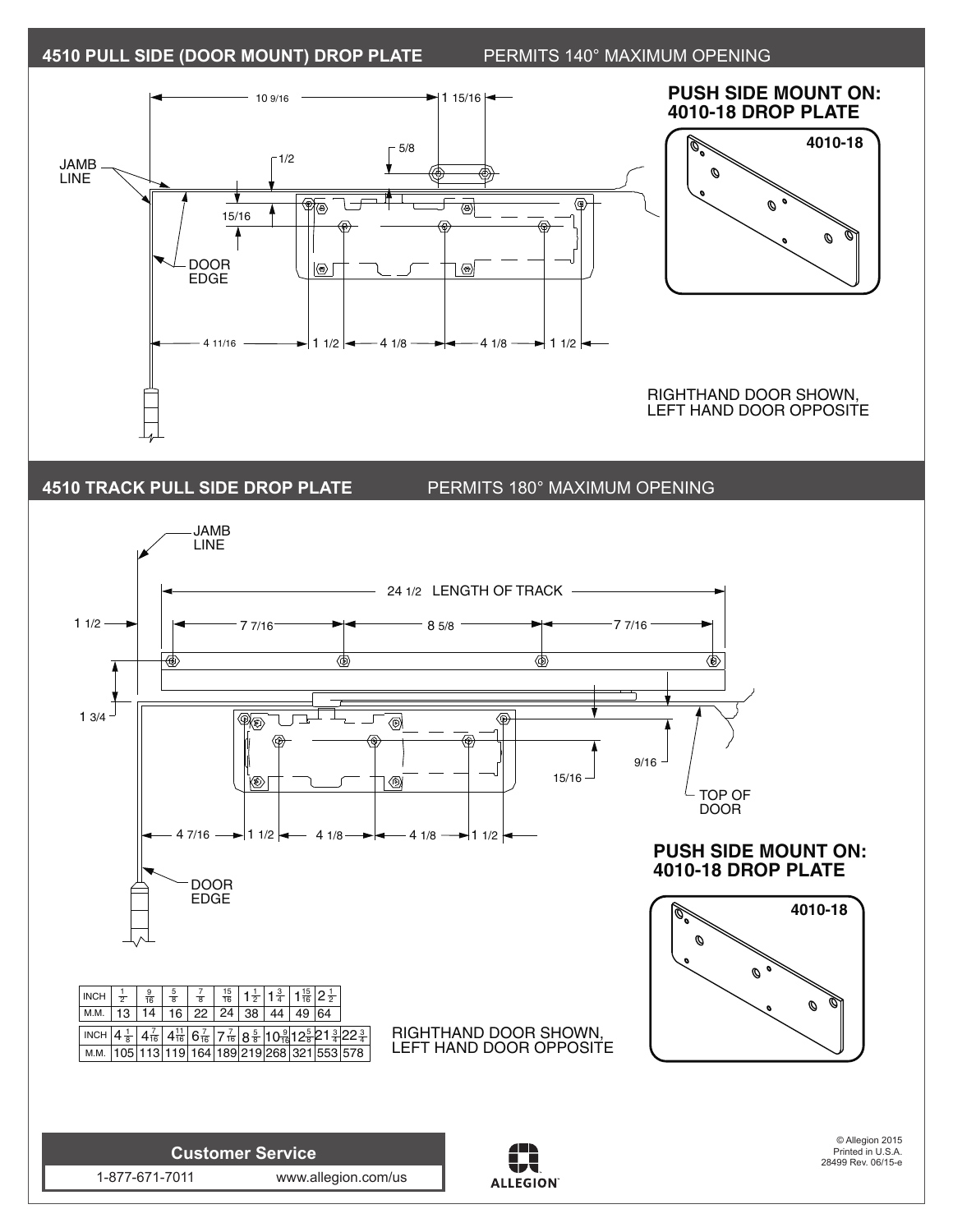## 4510 PULL SIDE (DOOR MOUNT) DROP PLATE — PERMITS 140° MAXIMUM OPENING

10 9/16

1 15/16

5/8

1/2

15/16

JAMB LINE

DOOR EDGE

4 11/16

1 1/2

4 1/8

4 1/8

1 1/2

**PUSH SIDE MOUNT ON: 4010-18 DROP PLATE**

4010-18

RIGHTHAND DOOR SHOWN, LEFT HAND DOOR OPPOSITE

## 4510 TRACK PULL SIDE DROP PLATE — PERMITS 180° MAXIMUM OPENING

JAMB LINE

24 1/2 LENGTH OF TRACK

1 1/2

7 7/16

8 5/8

7 7/16

1 3/4

9/16

15/16

TOP OF DOOR

4 7/16

1 1/2

4 1/8

4 1/8

1 1/2

DOOR EDGE

**PUSH SIDE MOUNT ON: 4010-18 DROP PLATE**

4010-18

| | | | | | | | | | |
|---|---|---|---|---|---|---|---|---|---|
| INCH | 1/2 | 9/16 | 5/8 | 7/8 | 15/16 | 1 1/2 | 1 3/4 | 1 15/16 | 2 1/2 |
| M.M. | 13 | 14 | 16 | 22 | 24 | 38 | 44 | 49 | 64 |

| | | | | | | | | | | | |
|---|---|---|---|---|---|---|---|---|---|---|---|
| INCH | 4 1/8 | 4 7/16 | 4 11/16 | 6 7/16 | 7 7/16 | 8 5/8 | 10 9/16 | 12 5/8 | 21 3/4 | 22 3/4 | |
| M.M. | 105 | 113 | 119 | 164 | 189 | 219 | 268 | 321 | 553 | 578 | |

RIGHTHAND DOOR SHOWN, LEFT HAND DOOR OPPOSITE

**Customer Service**

1-877-671-7011 www.allegion.com/us

ALLEGION

© Allegion 2015
Printed in U.S.A.
28499 Rev. 06/15-e